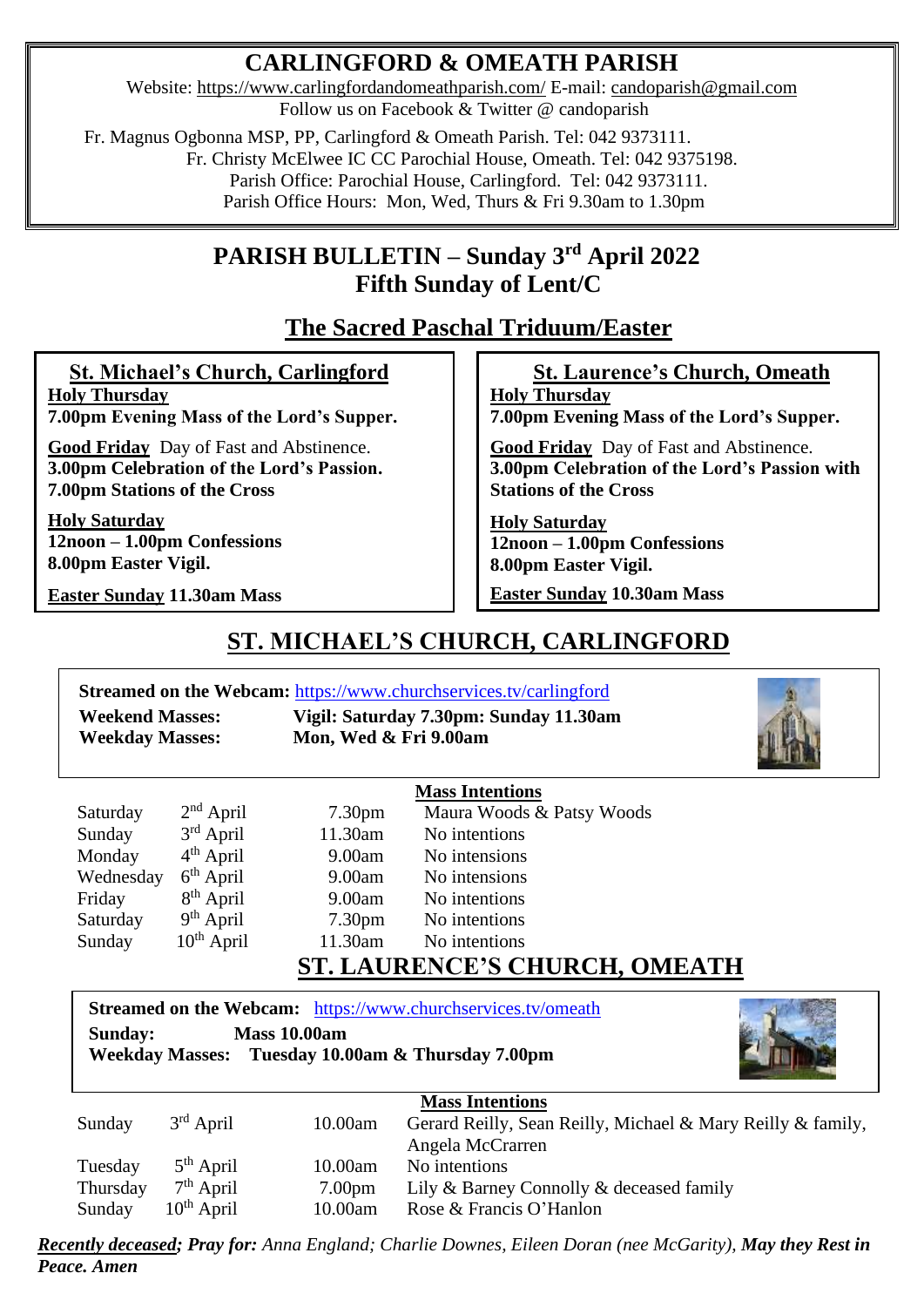# CARLINGFORD & OMEATH PARISH

Website: https://www.carlingfordandomeathparish.com/ E-mail: candoparish@gmail.com
Follow us on Facebook & Twitter @ candoparish

Fr. Magnus Ogbonna MSP, PP, Carlingford & Omeath Parish. Tel: 042 9373111.
Fr. Christy McElwee IC CC Parochial House, Omeath. Tel: 042 9375198.
Parish Office: Parochial House, Carlingford. Tel: 042 9373111.
Parish Office Hours: Mon, Wed, Thurs & Fri 9.30am to 1.30pm

## PARISH BULLETIN – Sunday 3rd April 2022
## Fifth Sunday of Lent/C

## The Sacred Paschal Triduum/Easter

### St. Michael's Church, Carlingford

**Holy Thursday**
**7.00pm Evening Mass of the Lord's Supper.**

**Good Friday** Day of Fast and Abstinence.
**3.00pm Celebration of the Lord's Passion.**
**7.00pm Stations of the Cross**

**Holy Saturday**
**12noon – 1.00pm Confessions**
**8.00pm Easter Vigil.**

**Easter Sunday 11.30am Mass**

### St. Laurence's Church, Omeath

**Holy Thursday**
**7.00pm Evening Mass of the Lord's Supper.**

**Good Friday** Day of Fast and Abstinence.
**3.00pm Celebration of the Lord's Passion with Stations of the Cross**

**Holy Saturday**
**12noon – 1.00pm Confessions**
**8.00pm Easter Vigil.**

**Easter Sunday 10.30am Mass**

## ST. MICHAEL'S CHURCH, CARLINGFORD

**Streamed on the Webcam:** https://www.churchservices.tv/carlingford
**Weekend Masses:** **Vigil: Saturday 7.30pm: Sunday 11.30am**
**Weekday Masses:** **Mon, Wed & Fri 9.00am**

**Mass Intentions**

| | | | |
|---|---|---|---|
| Saturday | 2nd April | 7.30pm | Maura Woods & Patsy Woods |
| Sunday | 3rd April | 11.30am | No intentions |
| Monday | 4th April | 9.00am | No intensions |
| Wednesday | 6th April | 9.00am | No intensions |
| Friday | 8th April | 9.00am | No intentions |
| Saturday | 9th April | 7.30pm | No intentions |
| Sunday | 10th April | 11.30am | No intentions |

## ST. LAURENCE'S CHURCH, OMEATH

**Streamed on the Webcam:** https://www.churchservices.tv/omeath
**Sunday:** **Mass 10.00am**
**Weekday Masses:** **Tuesday 10.00am & Thursday 7.00pm**

**Mass Intentions**

| | | | |
|---|---|---|---|
| Sunday | 3rd April | 10.00am | Gerard Reilly, Sean Reilly, Michael & Mary Reilly & family, Angela McCrarren |
| Tuesday | 5th April | 10.00am | No intentions |
| Thursday | 7th April | 7.00pm | Lily & Barney Connolly & deceased family |
| Sunday | 10th April | 10.00am | Rose & Francis O'Hanlon |

***Recently deceased; Pray for:*** *Anna England; Charlie Downes, Eileen Doran (nee McGarity),* ***May they Rest in Peace. Amen***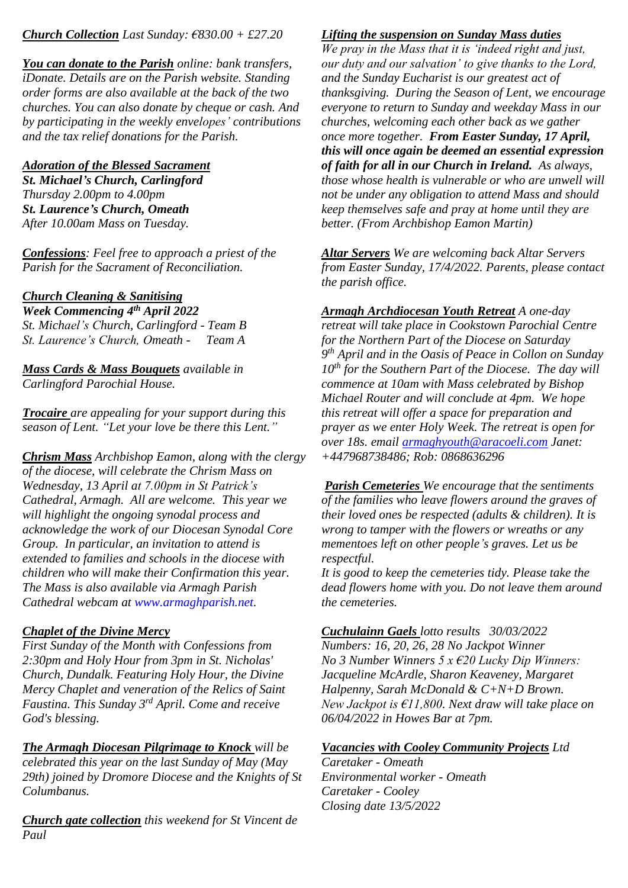***Church Collection*** *Last Sunday: €830.00 + £27.20*

***You can donate to the Parish*** *online: bank transfers, iDonate. Details are on the Parish website. Standing order forms are also available at the back of the two churches. You can also donate by cheque or cash. And by participating in the weekly envelopes' contributions and the tax relief donations for the Parish.*

***Adoration of the Blessed Sacrament***
***St. Michael's Church, Carlingford***
*Thursday 2.00pm to 4.00pm*
***St. Laurence's Church, Omeath***
*After 10.00am Mass on Tuesday.*

***Confessions****: Feel free to approach a priest of the Parish for the Sacrament of Reconciliation.*

***Church Cleaning & Sanitising***
***Week Commencing 4th April 2022***
*St. Michael's Church, Carlingford - Team B*
*St. Laurence's Church, Omeath - Team A*

***Mass Cards & Mass Bouquets*** *available in Carlingford Parochial House.*

***Trocaire*** *are appealing for your support during this season of Lent. "Let your love be there this Lent."*

***Chrism Mass*** *Archbishop Eamon, along with the clergy of the diocese, will celebrate the Chrism Mass on Wednesday, 13 April at 7.00pm in St Patrick's Cathedral, Armagh. All are welcome. This year we will highlight the ongoing synodal process and acknowledge the work of our Diocesan Synodal Core Group. In particular, an invitation to attend is extended to families and schools in the diocese with children who will make their Confirmation this year. The Mass is also available via Armagh Parish Cathedral webcam at www.armaghparish.net.*

***Chaplet of the Divine Mercy***
*First Sunday of the Month with Confessions from 2:30pm and Holy Hour from 3pm in St. Nicholas' Church, Dundalk. Featuring Holy Hour, the Divine Mercy Chaplet and veneration of the Relics of Saint Faustina. This Sunday 3rd April. Come and receive God's blessing.*

***The Armagh Diocesan Pilgrimage to Knock*** *will be celebrated this year on the last Sunday of May (May 29th) joined by Dromore Diocese and the Knights of St Columbanus.*

***Church gate collection*** *this weekend for St Vincent de Paul*

***Lifting the suspension on Sunday Mass duties***
*We pray in the Mass that it is 'indeed right and just, our duty and our salvation' to give thanks to the Lord, and the Sunday Eucharist is our greatest act of thanksgiving. During the Season of Lent, we encourage everyone to return to Sunday and weekday Mass in our churches, welcoming each other back as we gather once more together.* ***From Easter Sunday, 17 April, this will once again be deemed an essential expression of faith for all in our Church in Ireland.*** *As always, those whose health is vulnerable or who are unwell will not be under any obligation to attend Mass and should keep themselves safe and pray at home until they are better. (From Archbishop Eamon Martin)*

***Altar Servers*** *We are welcoming back Altar Servers from Easter Sunday, 17/4/2022. Parents, please contact the parish office.*

***Armagh Archdiocesan Youth Retreat*** *A one-day retreat will take place in Cookstown Parochial Centre for the Northern Part of the Diocese on Saturday 9th April and in the Oasis of Peace in Collon on Sunday 10th for the Southern Part of the Diocese. The day will commence at 10am with Mass celebrated by Bishop Michael Router and will conclude at 4pm. We hope this retreat will offer a space for preparation and prayer as we enter Holy Week. The retreat is open for over 18s. email armaghyouth@aracoeli.com Janet: +447968738486; Rob: 0868636296*

***Parish Cemeteries*** *We encourage that the sentiments of the families who leave flowers around the graves of their loved ones be respected (adults & children). It is wrong to tamper with the flowers or wreaths or any mementoes left on other people's graves. Let us be respectful.*
*It is good to keep the cemeteries tidy. Please take the dead flowers home with you. Do not leave them around the cemeteries.*

***Cuchulainn Gaels*** *lotto results 30/03/2022*
*Numbers: 16, 20, 26, 28 No Jackpot Winner*
*No 3 Number Winners 5 x €20 Lucky Dip Winners: Jacqueline McArdle, Sharon Keaveney, Margaret Halpenny, Sarah McDonald & C+N+D Brown.*
*New Jackpot is €11,800. Next draw will take place on 06/04/2022 in Howes Bar at 7pm.*

***Vacancies with Cooley Community Projects*** *Ltd*
*Caretaker - Omeath*
*Environmental worker - Omeath*
*Caretaker - Cooley*
*Closing date 13/5/2022*